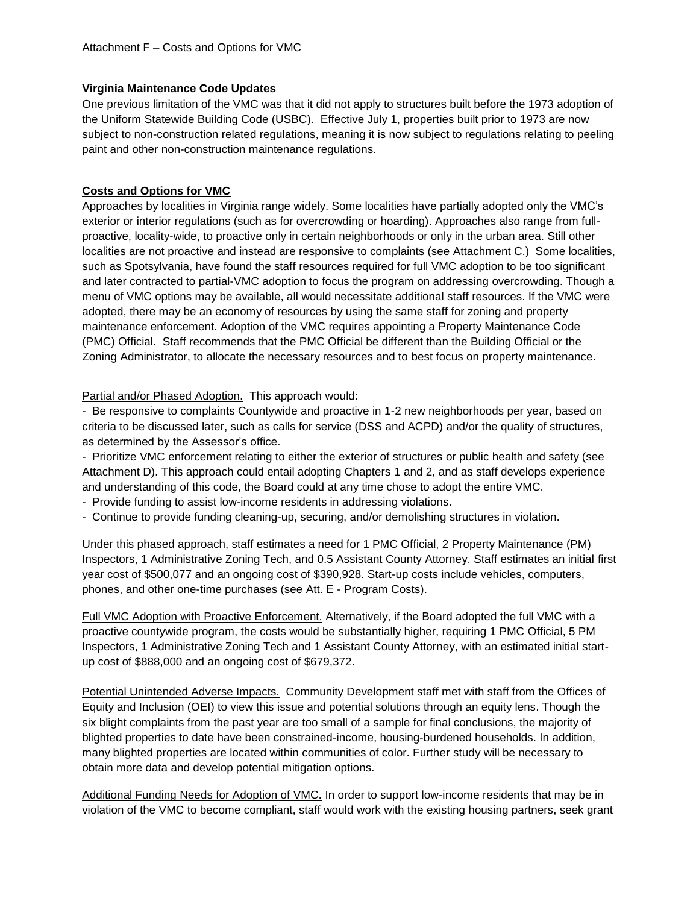Attachment F – Costs and Options for VMC

**Virginia Maintenance Code Updates**

One previous limitation of the VMC was that it did not apply to structures built before the 1973 adoption of the Uniform Statewide Building Code (USBC). Effective July 1, properties built prior to 1973 are now subject to non-construction related regulations, meaning it is now subject to regulations relating to peeling paint and other non-construction maintenance regulations.

**Costs and Options for VMC**

Approaches by localities in Virginia range widely. Some localities have partially adopted only the VMC's exterior or interior regulations (such as for overcrowding or hoarding). Approaches also range from full-proactive, locality-wide, to proactive only in certain neighborhoods or only in the urban area. Still other localities are not proactive and instead are responsive to complaints (see Attachment C.) Some localities, such as Spotsylvania, have found the staff resources required for full VMC adoption to be too significant and later contracted to partial-VMC adoption to focus the program on addressing overcrowding. Though a menu of VMC options may be available, all would necessitate additional staff resources. If the VMC were adopted, there may be an economy of resources by using the same staff for zoning and property maintenance enforcement. Adoption of the VMC requires appointing a Property Maintenance Code (PMC) Official. Staff recommends that the PMC Official be different than the Building Official or the Zoning Administrator, to allocate the necessary resources and to best focus on property maintenance.

Partial and/or Phased Adoption. This approach would:

- Be responsive to complaints Countywide and proactive in 1-2 new neighborhoods per year, based on criteria to be discussed later, such as calls for service (DSS and ACPD) and/or the quality of structures, as determined by the Assessor's office.
- Prioritize VMC enforcement relating to either the exterior of structures or public health and safety (see Attachment D). This approach could entail adopting Chapters 1 and 2, and as staff develops experience and understanding of this code, the Board could at any time chose to adopt the entire VMC.
- Provide funding to assist low-income residents in addressing violations.
- Continue to provide funding cleaning-up, securing, and/or demolishing structures in violation.

Under this phased approach, staff estimates a need for 1 PMC Official, 2 Property Maintenance (PM) Inspectors, 1 Administrative Zoning Tech, and 0.5 Assistant County Attorney. Staff estimates an initial first year cost of $500,077 and an ongoing cost of $390,928. Start-up costs include vehicles, computers, phones, and other one-time purchases (see Att. E - Program Costs).

Full VMC Adoption with Proactive Enforcement. Alternatively, if the Board adopted the full VMC with a proactive countywide program, the costs would be substantially higher, requiring 1 PMC Official, 5 PM Inspectors, 1 Administrative Zoning Tech and 1 Assistant County Attorney, with an estimated initial start-up cost of $888,000 and an ongoing cost of $679,372.

Potential Unintended Adverse Impacts. Community Development staff met with staff from the Offices of Equity and Inclusion (OEI) to view this issue and potential solutions through an equity lens. Though the six blight complaints from the past year are too small of a sample for final conclusions, the majority of blighted properties to date have been constrained-income, housing-burdened households. In addition, many blighted properties are located within communities of color. Further study will be necessary to obtain more data and develop potential mitigation options.

Additional Funding Needs for Adoption of VMC. In order to support low-income residents that may be in violation of the VMC to become compliant, staff would work with the existing housing partners, seek grant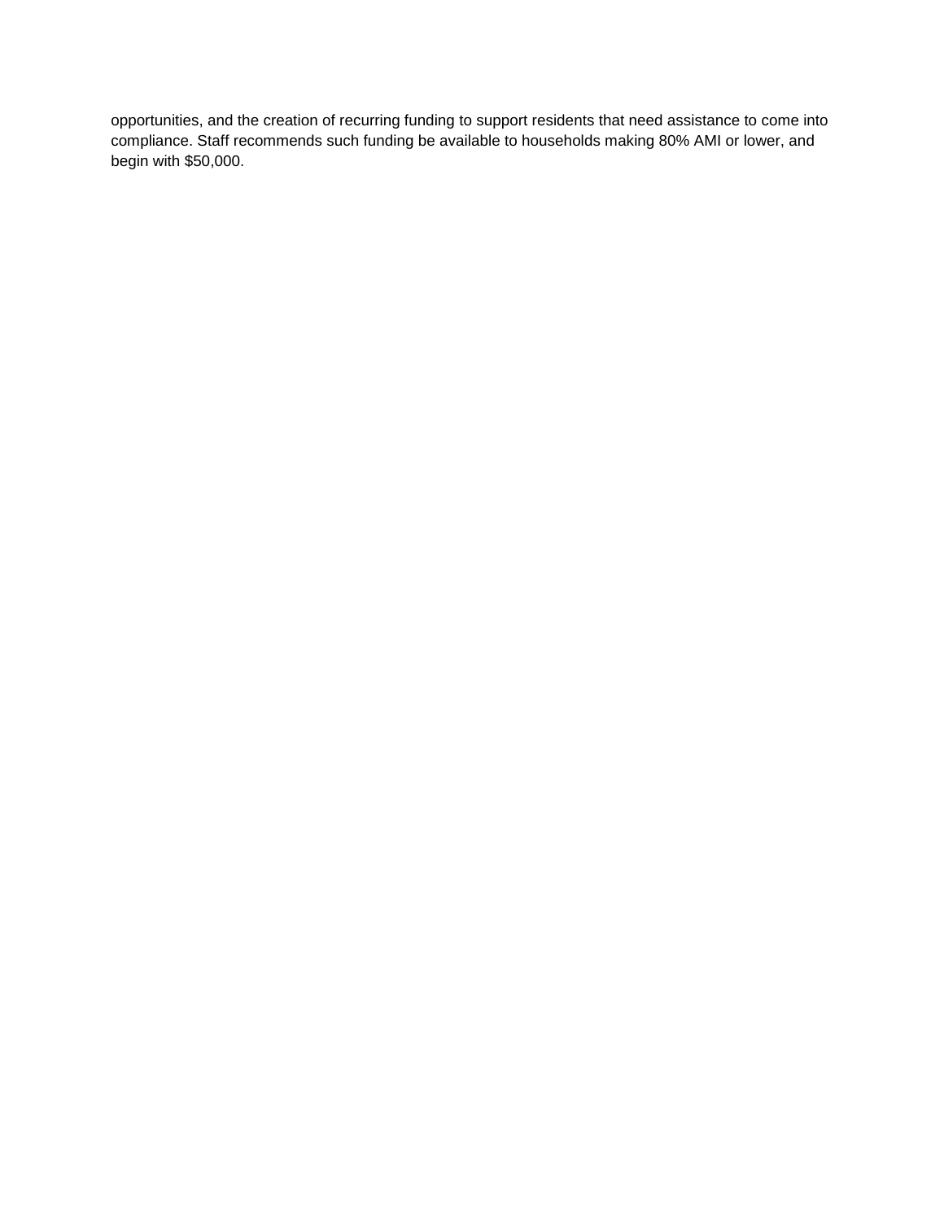opportunities, and the creation of recurring funding to support residents that need assistance to come into compliance. Staff recommends such funding be available to households making 80% AMI or lower, and begin with $50,000.